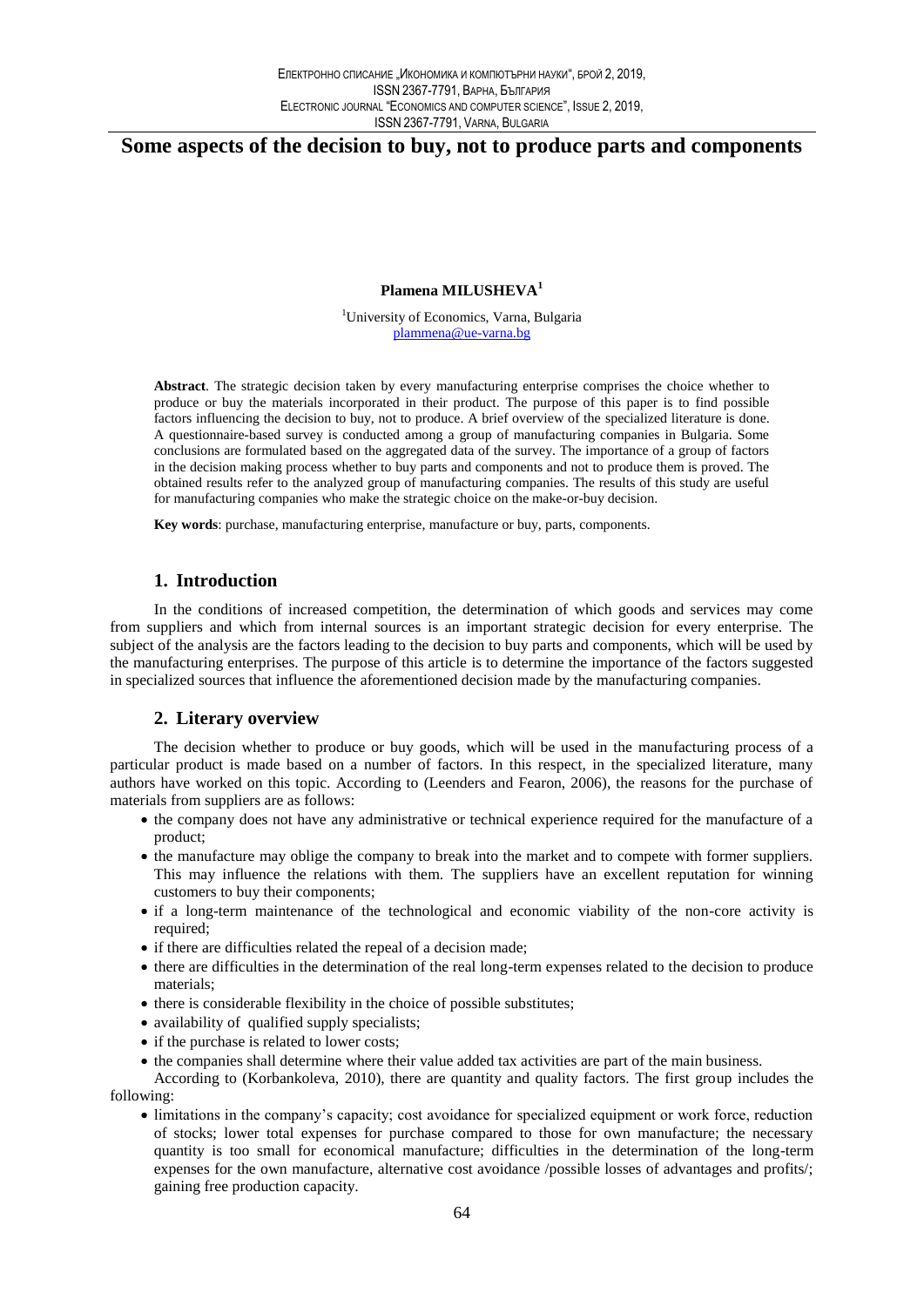# Some aspects of the decision to buy, not to produce parts and components

**Plamena MILUSHEVA**[1]

[1]University of Economics, Varna, Bulgaria
plammena@ue-varna.bg

**Abstract**. The strategic decision taken by every manufacturing enterprise comprises the choice whether to produce or buy the materials incorporated in their product. The purpose of this paper is to find possible factors influencing the decision to buy, not to produce. A brief overview of the specialized literature is done. A questionnaire-based survey is conducted among a group of manufacturing companies in Bulgaria. Some conclusions are formulated based on the aggregated data of the survey. The importance of a group of factors in the decision making process whether to buy parts and components and not to produce them is proved. The obtained results refer to the analyzed group of manufacturing companies. The results of this study are useful for manufacturing companies who make the strategic choice on the make-or-buy decision.

**Key words**: purchase, manufacturing enterprise, manufacture or buy, parts, components.

## 1. Introduction

In the conditions of increased competition, the determination of which goods and services may come from suppliers and which from internal sources is an important strategic decision for every enterprise. The subject of the analysis are the factors leading to the decision to buy parts and components, which will be used by the manufacturing enterprises. The purpose of this article is to determine the importance of the factors suggested in specialized sources that influence the aforementioned decision made by the manufacturing companies.

## 2. Literary overview

The decision whether to produce or buy goods, which will be used in the manufacturing process of a particular product is made based on a number of factors. In this respect, in the specialized literature, many authors have worked on this topic. According to (Leenders and Fearon, 2006), the reasons for the purchase of materials from suppliers are as follows:

- the company does not have any administrative or technical experience required for the manufacture of a product;
- the manufacture may oblige the company to break into the market and to compete with former suppliers. This may influence the relations with them. The suppliers have an excellent reputation for winning customers to buy their components;
- if a long-term maintenance of the technological and economic viability of the non-core activity is required;
- if there are difficulties related the repeal of a decision made;
- there are difficulties in the determination of the real long-term expenses related to the decision to produce materials;
- there is considerable flexibility in the choice of possible substitutes;
- availability of qualified supply specialists;
- if the purchase is related to lower costs;
- the companies shall determine where their value added tax activities are part of the main business.

According to (Korbankoleva, 2010), there are quantity and quality factors. The first group includes the following:

- limitations in the company's capacity; cost avoidance for specialized equipment or work force, reduction of stocks; lower total expenses for purchase compared to those for own manufacture; the necessary quantity is too small for economical manufacture; difficulties in the determination of the long-term expenses for the own manufacture, alternative cost avoidance /possible losses of advantages and profits/; gaining free production capacity.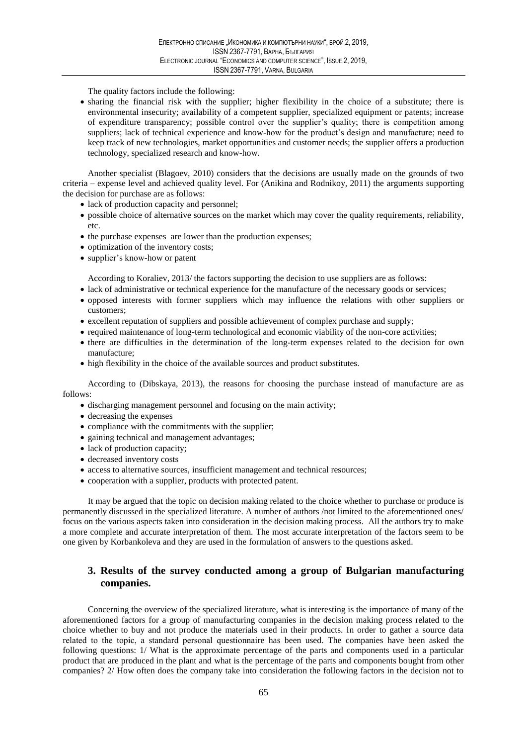The quality factors include the following:

- sharing the financial risk with the supplier; higher flexibility in the choice of a substitute; there is environmental insecurity; availability of a competent supplier, specialized equipment or patents; increase of expenditure transparency; possible control over the supplier's quality; there is competition among suppliers; lack of technical experience and know-how for the product's design and manufacture; need to keep track of new technologies, market opportunities and customer needs; the supplier offers a production technology, specialized research and know-how.

Another specialist (Blagoev, 2010) considers that the decisions are usually made on the grounds of two criteria – expense level and achieved quality level. For (Anikina and Rodnikoy, 2011) the arguments supporting the decision for purchase are as follows:

- lack of production capacity and personnel;
- possible choice of alternative sources on the market which may cover the quality requirements, reliability, etc.
- the purchase expenses are lower than the production expenses;
- optimization of the inventory costs;
- supplier's know-how or patent

According to Koraliev, 2013/ the factors supporting the decision to use suppliers are as follows:

- lack of administrative or technical experience for the manufacture of the necessary goods or services;
- opposed interests with former suppliers which may influence the relations with other suppliers or customers;
- excellent reputation of suppliers and possible achievement of complex purchase and supply;
- required maintenance of long-term technological and economic viability of the non-core activities;
- there are difficulties in the determination of the long-term expenses related to the decision for own manufacture;
- high flexibility in the choice of the available sources and product substitutes.

According to (Dibskaya, 2013), the reasons for choosing the purchase instead of manufacture are as follows:

- discharging management personnel and focusing on the main activity;
- decreasing the expenses
- compliance with the commitments with the supplier;
- gaining technical and management advantages;
- lack of production capacity;
- decreased inventory costs
- access to alternative sources, insufficient management and technical resources;
- cooperation with a supplier, products with protected patent.

It may be argued that the topic on decision making related to the choice whether to purchase or produce is permanently discussed in the specialized literature. A number of authors /not limited to the aforementioned ones/ focus on the various aspects taken into consideration in the decision making process. All the authors try to make a more complete and accurate interpretation of them. The most accurate interpretation of the factors seem to be one given by Korbankoleva and they are used in the formulation of answers to the questions asked.

## 3. Results of the survey conducted among a group of Bulgarian manufacturing companies.

Concerning the overview of the specialized literature, what is interesting is the importance of many of the aforementioned factors for a group of manufacturing companies in the decision making process related to the choice whether to buy and not produce the materials used in their products. In order to gather a source data related to the topic, a standard personal questionnaire has been used. The companies have been asked the following questions: 1/ What is the approximate percentage of the parts and components used in a particular product that are produced in the plant and what is the percentage of the parts and components bought from other companies? 2/ How often does the company take into consideration the following factors in the decision not to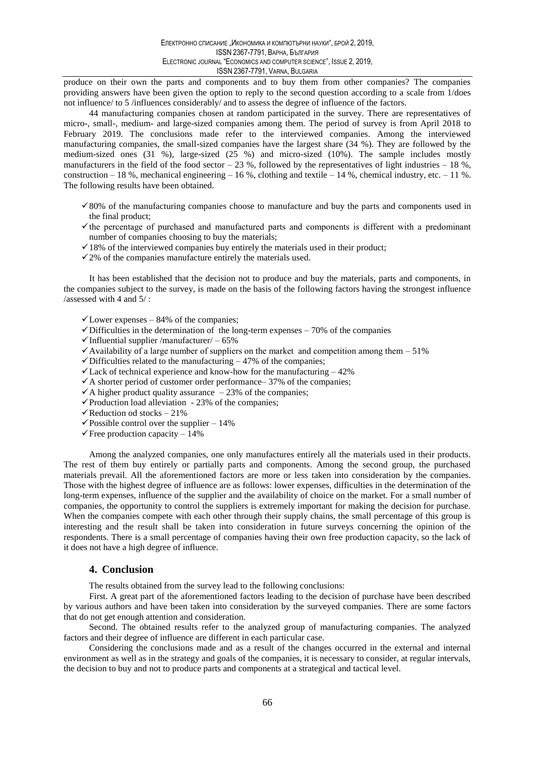produce on their own the parts and components and to buy them from other companies? The companies providing answers have been given the option to reply to the second question according to a scale from 1/does not influence/ to 5 /influences considerably/ and to assess the degree of influence of the factors.

44 manufacturing companies chosen at random participated in the survey. There are representatives of micro-, small-, medium- and large-sized companies among them. The period of survey is from April 2018 to February 2019. The conclusions made refer to the interviewed companies. Among the interviewed manufacturing companies, the small-sized companies have the largest share (34 %). They are followed by the medium-sized ones (31 %), large-sized (25 %) and micro-sized (10%). The sample includes mostly manufacturers in the field of the food sector – 23 %, followed by the representatives of light industries – 18 %, construction – 18 %, mechanical engineering – 16 %, clothing and textile – 14 %, chemical industry, etc. – 11 %. The following results have been obtained.

- ✓80% of the manufacturing companies choose to manufacture and buy the parts and components used in the final product;
- ✓the percentage of purchased and manufactured parts and components is different with a predominant number of companies choosing to buy the materials;
- ✓18% of the interviewed companies buy entirely the materials used in their product;
- ✓2% of the companies manufacture entirely the materials used.

It has been established that the decision not to produce and buy the materials, parts and components, in the companies subject to the survey, is made on the basis of the following factors having the strongest influence /assessed with 4 and 5/ :

- ✓Lower expenses – 84% of the companies;
- ✓Difficulties in the determination of the long-term expenses – 70% of the companies
- ✓Influential supplier /manufacturer/ – 65%
- ✓Availability of a large number of suppliers on the market and competition among them – 51%
- ✓Difficulties related to the manufacturing – 47% of the companies;
- ✓Lack of technical experience and know-how for the manufacturing – 42%
- ✓A shorter period of customer order performance– 37% of the companies;
- ✓A higher product quality assurance – 23% of the companies;
- ✓Production load alleviation - 23% of the companies;
- ✓Reduction od stocks – 21%
- ✓Possible control over the supplier – 14%
- ✓Free production capacity – 14%

Among the analyzed companies, one only manufactures entirely all the materials used in their products. The rest of them buy entirely or partially parts and components. Among the second group, the purchased materials prevail. All the aforementioned factors are more or less taken into consideration by the companies. Those with the highest degree of influence are as follows: lower expenses, difficulties in the determination of the long-term expenses, influence of the supplier and the availability of choice on the market. For a small number of companies, the opportunity to control the suppliers is extremely important for making the decision for purchase. When the companies compete with each other through their supply chains, the small percentage of this group is interesting and the result shall be taken into consideration in future surveys concerning the opinion of the respondents. There is a small percentage of companies having their own free production capacity, so the lack of it does not have a high degree of influence.

## 4. Conclusion

The results obtained from the survey lead to the following conclusions:

First. A great part of the aforementioned factors leading to the decision of purchase have been described by various authors and have been taken into consideration by the surveyed companies. There are some factors that do not get enough attention and consideration.

Second. The obtained results refer to the analyzed group of manufacturing companies. The analyzed factors and their degree of influence are different in each particular case.

Considering the conclusions made and as a result of the changes occurred in the external and internal environment as well as in the strategy and goals of the companies, it is necessary to consider, at regular intervals, the decision to buy and not to produce parts and components at a strategical and tactical level.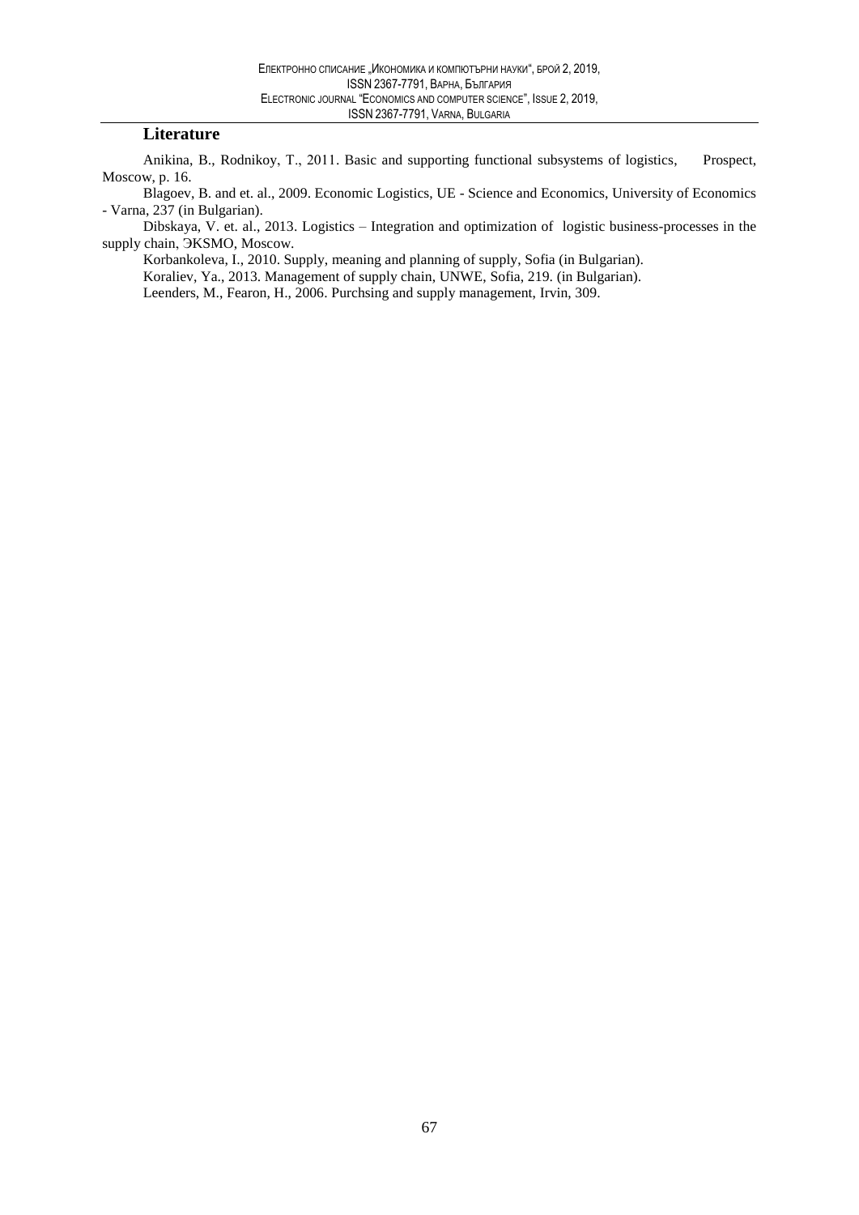## Literature

Anikina, B., Rodnikoy, T., 2011. Basic and supporting functional subsystems of logistics, Prospect, Moscow, p. 16.

Blagoev, B. and et. al., 2009. Economic Logistics, UE - Science and Economics, University of Economics - Varna, 237 (in Bulgarian).

Dibskaya, V. et. al., 2013. Logistics – Integration and optimization of logistic business-processes in the supply chain, ЭKSMO, Moscow.

Korbankoleva, I., 2010. Supply, meaning and planning of supply, Sofia (in Bulgarian).

Koraliev, Ya., 2013. Management of supply chain, UNWE, Sofia, 219. (in Bulgarian).

Leenders, M., Fearon, H., 2006. Purchsing and supply management, Irvin, 309.